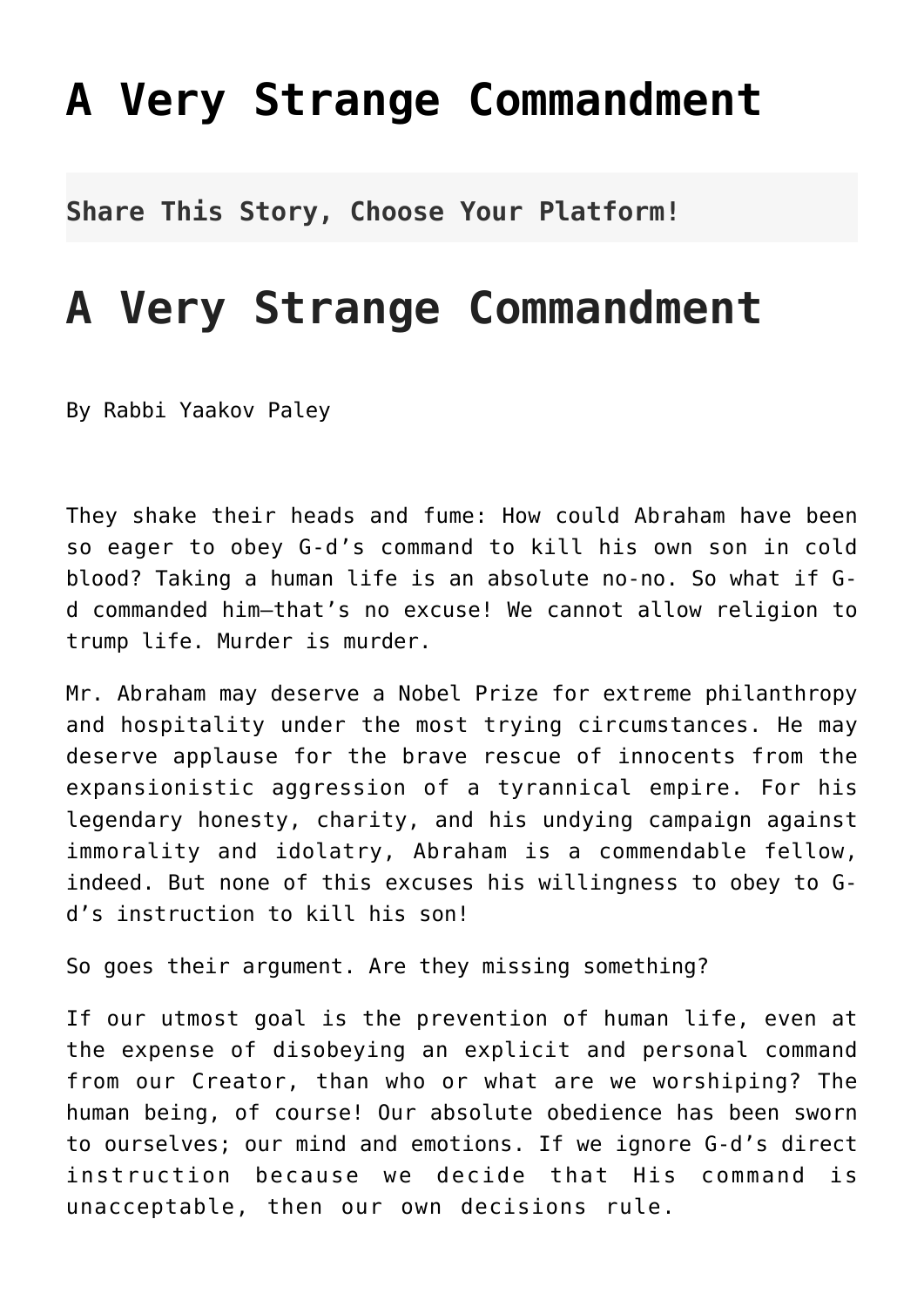# A Very Strange Commandment

**Share This Story, Choose Your Platform!**

# A Very Strange Commandment

By Rabbi Yaakov Paley

They shake their heads and fume: How could Abraham have been so eager to obey G-d's command to kill his own son in cold blood? Taking a human life is an absolute no-no. So what if G-d commanded him—that's no excuse! We cannot allow religion to trump life. Murder is murder.

Mr. Abraham may deserve a Nobel Prize for extreme philanthropy and hospitality under the most trying circumstances. He may deserve applause for the brave rescue of innocents from the expansionistic aggression of a tyrannical empire. For his legendary honesty, charity, and his undying campaign against immorality and idolatry, Abraham is a commendable fellow, indeed. But none of this excuses his willingness to obey to G-d's instruction to kill his son!

So goes their argument. Are they missing something?

If our utmost goal is the prevention of human life, even at the expense of disobeying an explicit and personal command from our Creator, than who or what are we worshiping? The human being, of course! Our absolute obedience has been sworn to ourselves; our mind and emotions. If we ignore G-d's direct instruction because we decide that His command is unacceptable, then our own decisions rule.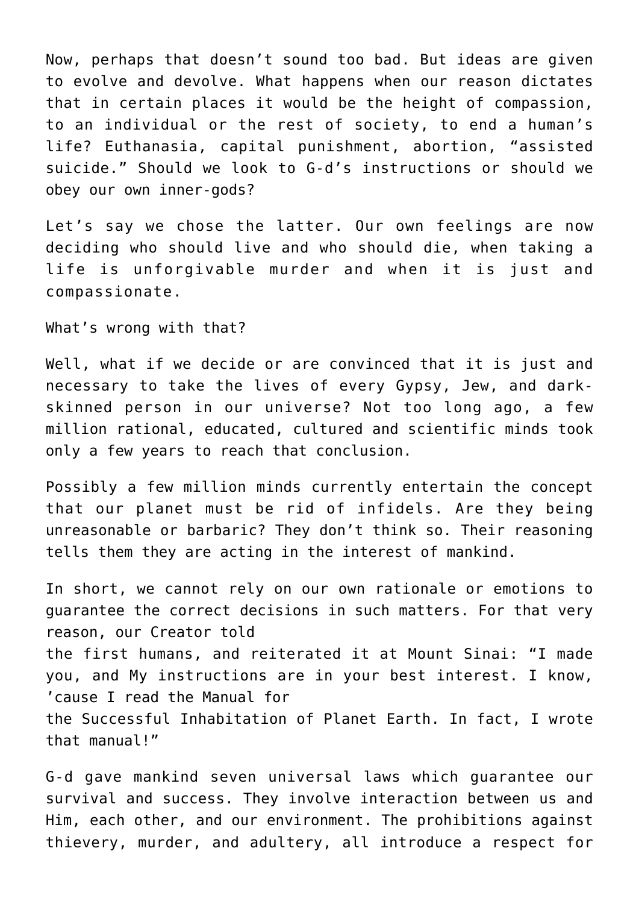Now, perhaps that doesn't sound too bad. But ideas are given to evolve and devolve. What happens when our reason dictates that in certain places it would be the height of compassion, to an individual or the rest of society, to end a human's life? Euthanasia, capital punishment, abortion, "assisted suicide." Should we look to G-d's instructions or should we obey our own inner-gods?

Let's say we chose the latter. Our own feelings are now deciding who should live and who should die, when taking a life is unforgivable murder and when it is just and compassionate.

What's wrong with that?

Well, what if we decide or are convinced that it is just and necessary to take the lives of every Gypsy, Jew, and dark-skinned person in our universe? Not too long ago, a few million rational, educated, cultured and scientific minds took only a few years to reach that conclusion.

Possibly a few million minds currently entertain the concept that our planet must be rid of infidels. Are they being unreasonable or barbaric? They don't think so. Their reasoning tells them they are acting in the interest of mankind.

In short, we cannot rely on our own rationale or emotions to guarantee the correct decisions in such matters. For that very reason, our Creator told the first humans, and reiterated it at Mount Sinai: "I made you, and My instructions are in your best interest. I know, 'cause I read the Manual for the Successful Inhabitation of Planet Earth. In fact, I wrote that manual!"

G-d gave mankind seven universal laws which guarantee our survival and success. They involve interaction between us and Him, each other, and our environment. The prohibitions against thievery, murder, and adultery, all introduce a respect for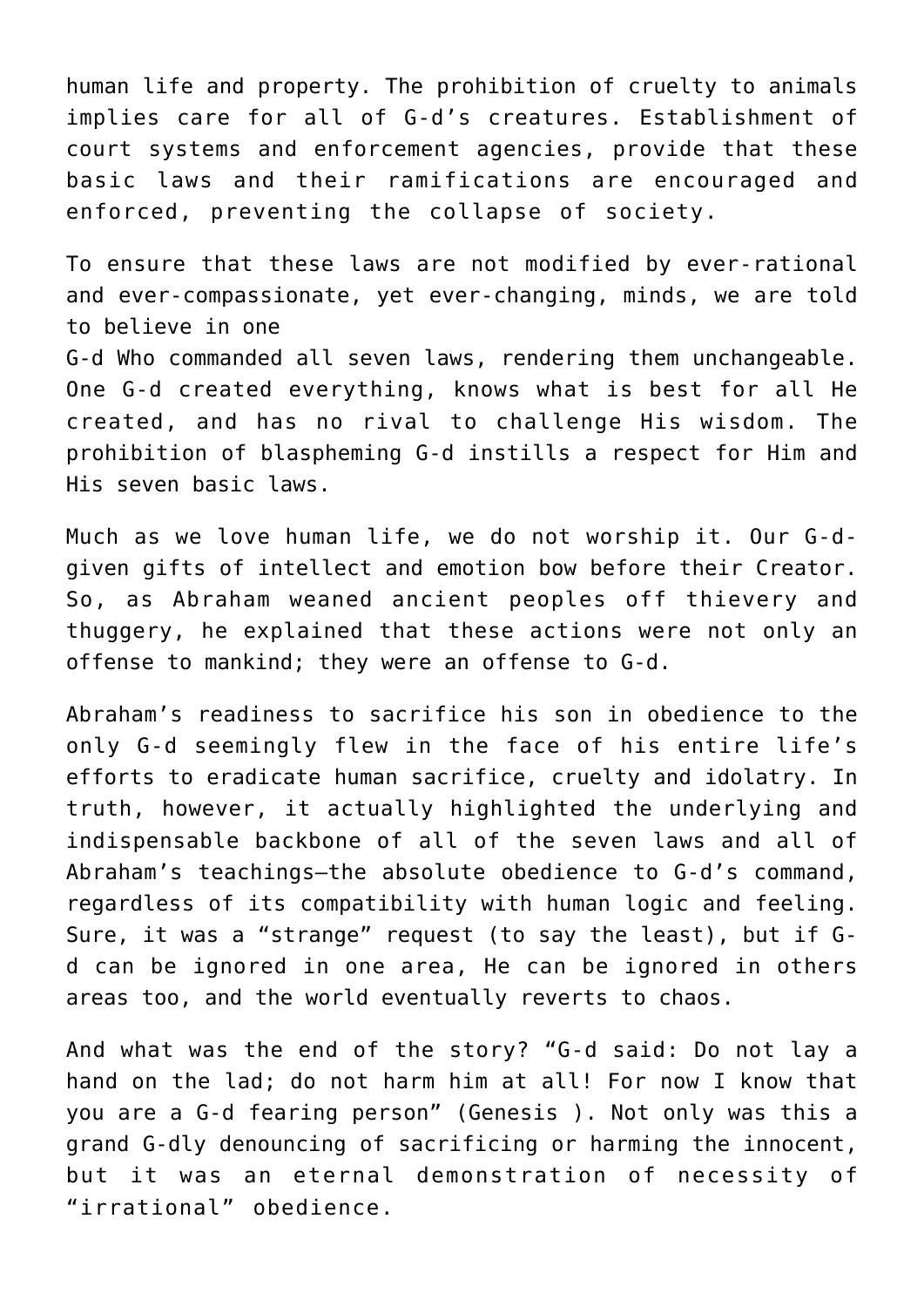human life and property. The prohibition of cruelty to animals implies care for all of G-d's creatures. Establishment of court systems and enforcement agencies, provide that these basic laws and their ramifications are encouraged and enforced, preventing the collapse of society.

To ensure that these laws are not modified by ever-rational and ever-compassionate, yet ever-changing, minds, we are told to believe in one
G-d Who commanded all seven laws, rendering them unchangeable. One G-d created everything, knows what is best for all He created, and has no rival to challenge His wisdom. The prohibition of blaspheming G-d instills a respect for Him and His seven basic laws.

Much as we love human life, we do not worship it. Our G-d-given gifts of intellect and emotion bow before their Creator. So, as Abraham weaned ancient peoples off thievery and thuggery, he explained that these actions were not only an offense to mankind; they were an offense to G-d.

Abraham's readiness to sacrifice his son in obedience to the only G-d seemingly flew in the face of his entire life's efforts to eradicate human sacrifice, cruelty and idolatry. In truth, however, it actually highlighted the underlying and indispensable backbone of all of the seven laws and all of Abraham's teachings—the absolute obedience to G-d's command, regardless of its compatibility with human logic and feeling. Sure, it was a "strange" request (to say the least), but if G-d can be ignored in one area, He can be ignored in others areas too, and the world eventually reverts to chaos.

And what was the end of the story? "G-d said: Do not lay a hand on the lad; do not harm him at all! For now I know that you are a G-d fearing person" (Genesis ). Not only was this a grand G-dly denouncing of sacrificing or harming the innocent, but it was an eternal demonstration of necessity of "irrational" obedience.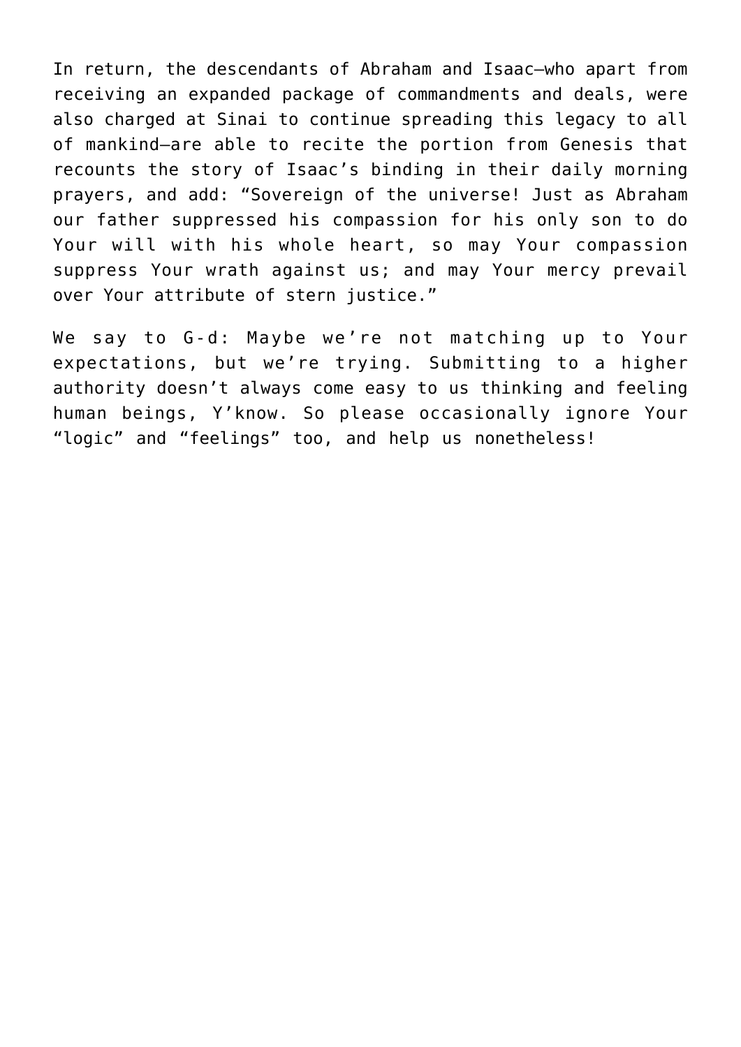In return, the descendants of Abraham and Isaac—who apart from receiving an expanded package of commandments and deals, were also charged at Sinai to continue spreading this legacy to all of mankind—are able to recite the portion from Genesis that recounts the story of Isaac's binding in their daily morning prayers, and add: "Sovereign of the universe! Just as Abraham our father suppressed his compassion for his only son to do Your will with his whole heart, so may Your compassion suppress Your wrath against us; and may Your mercy prevail over Your attribute of stern justice."

We say to G-d: Maybe we're not matching up to Your expectations, but we're trying. Submitting to a higher authority doesn't always come easy to us thinking and feeling human beings, Y'know. So please occasionally ignore Your "logic" and "feelings" too, and help us nonetheless!